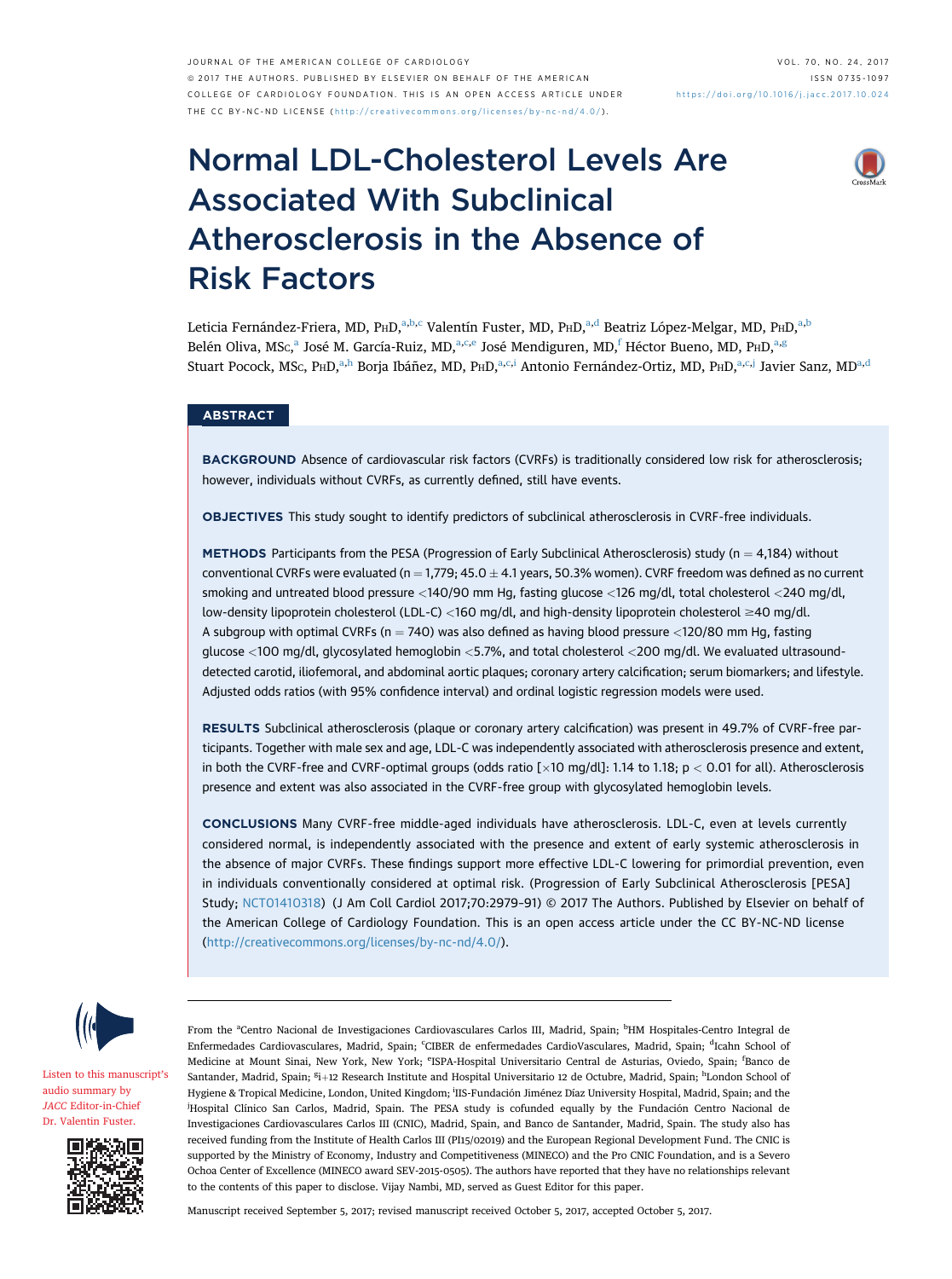# Normal LDL-Cholesterol Levels Are Associated With Subclinical Atherosclerosis in the Absence of Risk Factors

Leticia Fernández-Friera, MD, PhD,[a,b,c] Valentín Fuster, MD, PhD,[a,d] Beatriz López-Melgar, MD, PhD,[a,b] Belén Oliva, MSc,[a] José M. García-Ruiz, MD,[a,c,e] José Mendiguren, MD,[f] Héctor Bueno, MD, PhD,[a,g] Stuart Pocock, MSc, PhD,[a,h] Borja Ibáñez, MD, PhD,[a,c,i] Antonio Fernández-Ortiz, MD, PhD,[a,c,j] Javier Sanz, MD[a,d]

## ABSTRACT

**BACKGROUND** Absence of cardiovascular risk factors (CVRFs) is traditionally considered low risk for atherosclerosis; however, individuals without CVRFs, as currently defined, still have events.

**OBJECTIVES** This study sought to identify predictors of subclinical atherosclerosis in CVRF-free individuals.

**METHODS** Participants from the PESA (Progression of Early Subclinical Atherosclerosis) study (n = 4,184) without conventional CVRFs were evaluated (n = 1,779; 45.0 ± 4.1 years, 50.3% women). CVRF freedom was defined as no current smoking and untreated blood pressure <140/90 mm Hg, fasting glucose <126 mg/dl, total cholesterol <240 mg/dl, low-density lipoprotein cholesterol (LDL-C) <160 mg/dl, and high-density lipoprotein cholesterol ≥40 mg/dl. A subgroup with optimal CVRFs (n = 740) was also defined as having blood pressure <120/80 mm Hg, fasting glucose <100 mg/dl, glycosylated hemoglobin <5.7%, and total cholesterol <200 mg/dl. We evaluated ultrasound-detected carotid, iliofemoral, and abdominal aortic plaques; coronary artery calcification; serum biomarkers; and lifestyle. Adjusted odds ratios (with 95% confidence interval) and ordinal logistic regression models were used.

**RESULTS** Subclinical atherosclerosis (plaque or coronary artery calcification) was present in 49.7% of CVRF-free participants. Together with male sex and age, LDL-C was independently associated with atherosclerosis presence and extent, in both the CVRF-free and CVRF-optimal groups (odds ratio [×10 mg/dl]: 1.14 to 1.18; $p < 0.01$ for all). Atherosclerosis presence and extent was also associated in the CVRF-free group with glycosylated hemoglobin levels.

**CONCLUSIONS** Many CVRF-free middle-aged individuals have atherosclerosis. LDL-C, even at levels currently considered normal, is independently associated with the presence and extent of early systemic atherosclerosis in the absence of major CVRFs. These findings support more effective LDL-C lowering for primordial prevention, even in individuals conventionally considered at optimal risk. (Progression of Early Subclinical Atherosclerosis [PESA] Study; NCT01410318) (J Am Coll Cardiol 2017;70:2979–91) © 2017 The Authors. Published by Elsevier on behalf of the American College of Cardiology Foundation. This is an open access article under the CC BY-NC-ND license (http://creativecommons.org/licenses/by-nc-nd/4.0/).

Listen to this manuscript's audio summary by *JACC* Editor-in-Chief Dr. Valentin Fuster.

From the [a]Centro Nacional de Investigaciones Cardiovasculares Carlos III, Madrid, Spain; [b]HM Hospitales-Centro Integral de Enfermedades Cardiovasculares, Madrid, Spain; [c]CIBER de enfermedades CardioVasculares, Madrid, Spain; [d]Icahn School of Medicine at Mount Sinai, New York, New York; [e]ISPA-Hospital Universitario Central de Asturias, Oviedo, Spain; [f]Banco de Santander, Madrid, Spain; [g]i+12 Research Institute and Hospital Universitario 12 de Octubre, Madrid, Spain; [h]London School of Hygiene & Tropical Medicine, London, United Kingdom; [i]IIS-Fundación Jiménez Díaz University Hospital, Madrid, Spain; and the [j]Hospital Clínico San Carlos, Madrid, Spain. The PESA study is cofunded equally by the Fundación Centro Nacional de Investigaciones Cardiovasculares Carlos III (CNIC), Madrid, Spain, and Banco de Santander, Madrid, Spain. The study also has received funding from the Institute of Health Carlos III (PI15/02019) and the European Regional Development Fund. The CNIC is supported by the Ministry of Economy, Industry and Competitiveness (MINECO) and the Pro CNIC Foundation, and is a Severo Ochoa Center of Excellence (MINECO award SEV-2015-0505). The authors have reported that they have no relationships relevant to the contents of this paper to disclose. Vijay Nambi, MD, served as Guest Editor for this paper.

Manuscript received September 5, 2017; revised manuscript received October 5, 2017, accepted October 5, 2017.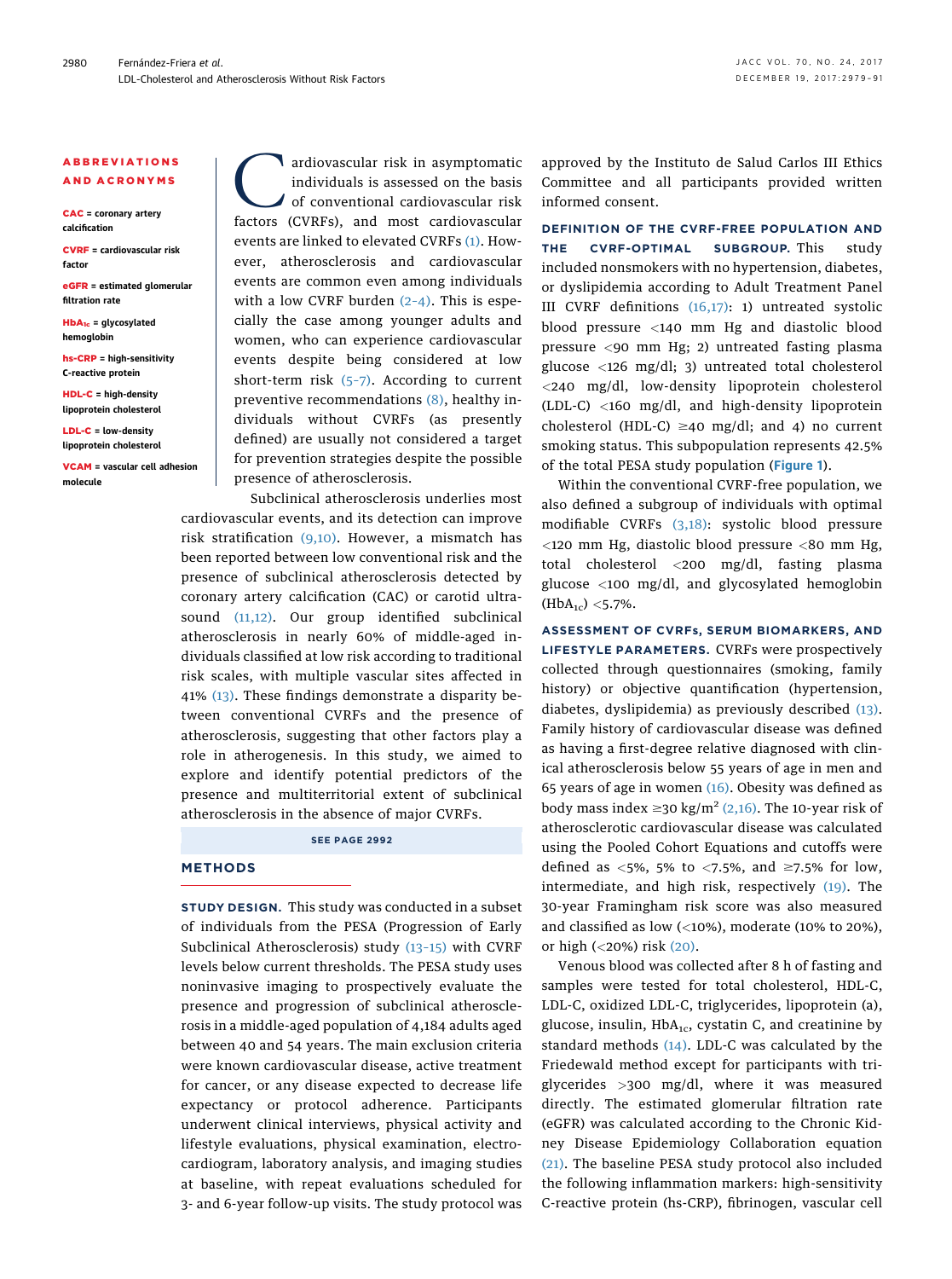## ABBREVIATIONS AND ACRONYMS

**CAC** = coronary artery calcification

**CVRF** = cardiovascular risk factor

**eGFR** = estimated glomerular filtration rate

**$HbA_{1c}$** = glycosylated hemoglobin

**hs-CRP** = high-sensitivity C-reactive protein

**HDL-C** = high-density lipoprotein cholesterol

**LDL-C** = low-density lipoprotein cholesterol

**VCAM** = vascular cell adhesion molecule

Cardiovascular risk in asymptomatic individuals is assessed on the basis of conventional cardiovascular risk factors (CVRFs), and most cardiovascular events are linked to elevated CVRFs (1). However, atherosclerosis and cardiovascular events are common even among individuals with a low CVRF burden (2–4). This is especially the case among younger adults and women, who can experience cardiovascular events despite being considered at low short-term risk (5–7). According to current preventive recommendations (8), healthy individuals without CVRFs (as presently defined) are usually not considered a target for prevention strategies despite the possible presence of atherosclerosis.

Subclinical atherosclerosis underlies most cardiovascular events, and its detection can improve risk stratification (9,10). However, a mismatch has been reported between low conventional risk and the presence of subclinical atherosclerosis detected by coronary artery calcification (CAC) or carotid ultrasound (11,12). Our group identified subclinical atherosclerosis in nearly 60% of middle-aged individuals classified at low risk according to traditional risk scales, with multiple vascular sites affected in 41% (13). These findings demonstrate a disparity between conventional CVRFs and the presence of atherosclerosis, suggesting that other factors play a role in atherogenesis. In this study, we aimed to explore and identify potential predictors of the presence and multiterritorial extent of subclinical atherosclerosis in the absence of major CVRFs.

SEE PAGE 2992

## METHODS

**STUDY DESIGN.** This study was conducted in a subset of individuals from the PESA (Progression of Early Subclinical Atherosclerosis) study (13–15) with CVRF levels below current thresholds. The PESA study uses noninvasive imaging to prospectively evaluate the presence and progression of subclinical atherosclerosis in a middle-aged population of 4,184 adults aged between 40 and 54 years. The main exclusion criteria were known cardiovascular disease, active treatment for cancer, or any disease expected to decrease life expectancy or protocol adherence. Participants underwent clinical interviews, physical activity and lifestyle evaluations, physical examination, electrocardiogram, laboratory analysis, and imaging studies at baseline, with repeat evaluations scheduled for 3- and 6-year follow-up visits. The study protocol was approved by the Instituto de Salud Carlos III Ethics Committee and all participants provided written informed consent.

**DEFINITION OF THE CVRF-FREE POPULATION AND THE CVRF-OPTIMAL SUBGROUP.** This study included nonsmokers with no hypertension, diabetes, or dyslipidemia according to Adult Treatment Panel III CVRF definitions (16,17): 1) untreated systolic blood pressure <140 mm Hg and diastolic blood pressure <90 mm Hg; 2) untreated fasting plasma glucose <126 mg/dl; 3) untreated total cholesterol <240 mg/dl, low-density lipoprotein cholesterol (LDL-C) <160 mg/dl, and high-density lipoprotein cholesterol (HDL-C) ≥40 mg/dl; and 4) no current smoking status. This subpopulation represents 42.5% of the total PESA study population (Figure 1).

Within the conventional CVRF-free population, we also defined a subgroup of individuals with optimal modifiable CVRFs (3,18): systolic blood pressure <120 mm Hg, diastolic blood pressure <80 mm Hg, total cholesterol <200 mg/dl, fasting plasma glucose <100 mg/dl, and glycosylated hemoglobin ($HbA_{1c}$) <5.7%.

**ASSESSMENT OF CVRFs, SERUM BIOMARKERS, AND LIFESTYLE PARAMETERS.** CVRFs were prospectively collected through questionnaires (smoking, family history) or objective quantification (hypertension, diabetes, dyslipidemia) as previously described (13). Family history of cardiovascular disease was defined as having a first-degree relative diagnosed with clinical atherosclerosis below 55 years of age in men and 65 years of age in women (16). Obesity was defined as body mass index ≥30 kg/m² (2,16). The 10-year risk of atherosclerotic cardiovascular disease was calculated using the Pooled Cohort Equations and cutoffs were defined as <5%, 5% to <7.5%, and ≥7.5% for low, intermediate, and high risk, respectively (19). The 30-year Framingham risk score was also measured and classified as low (<10%), moderate (10% to 20%), or high (<20%) risk (20).

Venous blood was collected after 8 h of fasting and samples were tested for total cholesterol, HDL-C, LDL-C, oxidized LDL-C, triglycerides, lipoprotein (a), glucose, insulin, $HbA_{1c}$, cystatin C, and creatinine by standard methods (14). LDL-C was calculated by the Friedewald method except for participants with triglycerides >300 mg/dl, where it was measured directly. The estimated glomerular filtration rate (eGFR) was calculated according to the Chronic Kidney Disease Epidemiology Collaboration equation (21). The baseline PESA study protocol also included the following inflammation markers: high-sensitivity C-reactive protein (hs-CRP), fibrinogen, vascular cell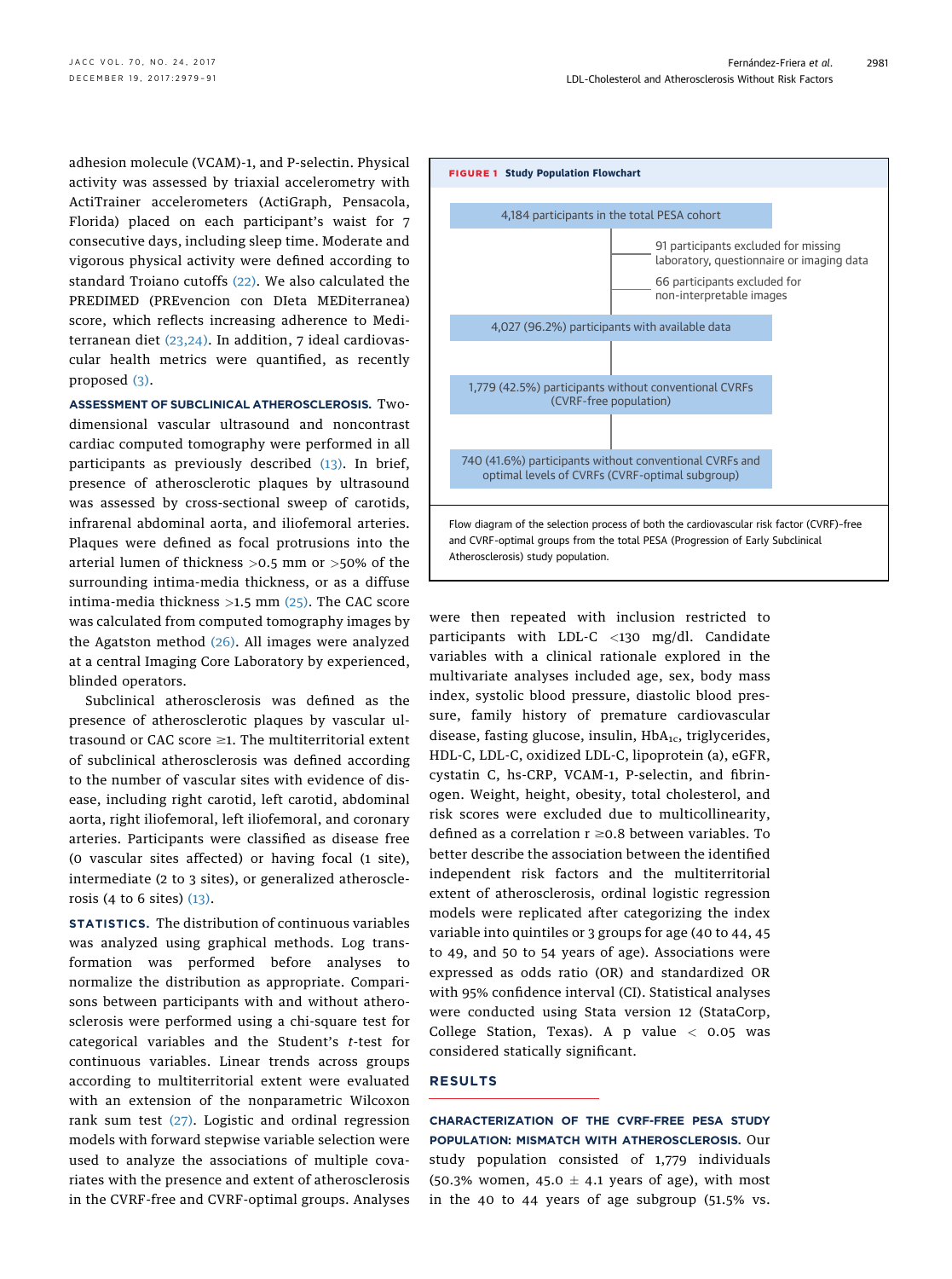adhesion molecule (VCAM)-1, and P-selectin. Physical activity was assessed by triaxial accelerometry with ActiTrainer accelerometers (ActiGraph, Pensacola, Florida) placed on each participant's waist for 7 consecutive days, including sleep time. Moderate and vigorous physical activity were defined according to standard Troiano cutoffs (22). We also calculated the PREDIMED (PREvencion con DIeta MEDiterranea) score, which reflects increasing adherence to Mediterranean diet (23,24). In addition, 7 ideal cardiovascular health metrics were quantified, as recently proposed (3).

**ASSESSMENT OF SUBCLINICAL ATHEROSCLEROSIS.** Two-dimensional vascular ultrasound and noncontrast cardiac computed tomography were performed in all participants as previously described (13). In brief, presence of atherosclerotic plaques by ultrasound was assessed by cross-sectional sweep of carotids, infrarenal abdominal aorta, and iliofemoral arteries. Plaques were defined as focal protrusions into the arterial lumen of thickness >0.5 mm or >50% of the surrounding intima-media thickness, or as a diffuse intima-media thickness >1.5 mm (25). The CAC score was calculated from computed tomography images by the Agatston method (26). All images were analyzed at a central Imaging Core Laboratory by experienced, blinded operators.

Subclinical atherosclerosis was defined as the presence of atherosclerotic plaques by vascular ultrasound or CAC score ≥1. The multiterritorial extent of subclinical atherosclerosis was defined according to the number of vascular sites with evidence of disease, including right carotid, left carotid, abdominal aorta, right iliofemoral, left iliofemoral, and coronary arteries. Participants were classified as disease free (0 vascular sites affected) or having focal (1 site), intermediate (2 to 3 sites), or generalized atherosclerosis (4 to 6 sites) (13).

**STATISTICS.** The distribution of continuous variables was analyzed using graphical methods. Log transformation was performed before analyses to normalize the distribution as appropriate. Comparisons between participants with and without atherosclerosis were performed using a chi-square test for categorical variables and the Student's *t*-test for continuous variables. Linear trends across groups according to multiterritorial extent were evaluated with an extension of the nonparametric Wilcoxon rank sum test (27). Logistic and ordinal regression models with forward stepwise variable selection were used to analyze the associations of multiple covariates with the presence and extent of atherosclerosis in the CVRF-free and CVRF-optimal groups. Analyses were then repeated with inclusion restricted to participants with LDL-C <130 mg/dl. Candidate variables with a clinical rationale explored in the multivariate analyses included age, sex, body mass index, systolic blood pressure, diastolic blood pressure, family history of premature cardiovascular disease, fasting glucose, insulin, $HbA_{1c}$, triglycerides, HDL-C, LDL-C, oxidized LDL-C, lipoprotein (a), eGFR, cystatin C, hs-CRP, VCAM-1, P-selectin, and fibrinogen. Weight, height, obesity, total cholesterol, and risk scores were excluded due to multicollinearity, defined as a correlation r ≥0.8 between variables. To better describe the association between the identified independent risk factors and the multiterritorial extent of atherosclerosis, ordinal logistic regression models were replicated after categorizing the index variable into quintiles or 3 groups for age (40 to 44, 45 to 49, and 50 to 54 years of age). Associations were expressed as odds ratio (OR) and standardized OR with 95% confidence interval (CI). Statistical analyses were conducted using Stata version 12 (StataCorp, College Station, Texas). A p value < 0.05 was considered statically significant.

**FIGURE 1** Study Population Flowchart

- 4,184 participants in the total PESA cohort
  - 91 participants excluded for missing laboratory, questionnaire or imaging data
  - 66 participants excluded for non-interpretable images
- 4,027 (96.2%) participants with available data
- 1,779 (42.5%) participants without conventional CVRFs (CVRF-free population)
- 740 (41.6%) participants without conventional CVRFs and optimal levels of CVRFs (CVRF-optimal subgroup)

Flow diagram of the selection process of both the cardiovascular risk factor (CVRF)-free and CVRF-optimal groups from the total PESA (Progression of Early Subclinical Atherosclerosis) study population.

## RESULTS

**CHARACTERIZATION OF THE CVRF-FREE PESA STUDY POPULATION: MISMATCH WITH ATHEROSCLEROSIS.** Our study population consisted of 1,779 individuals (50.3% women, 45.0 ± 4.1 years of age), with most in the 40 to 44 years of age subgroup (51.5% vs.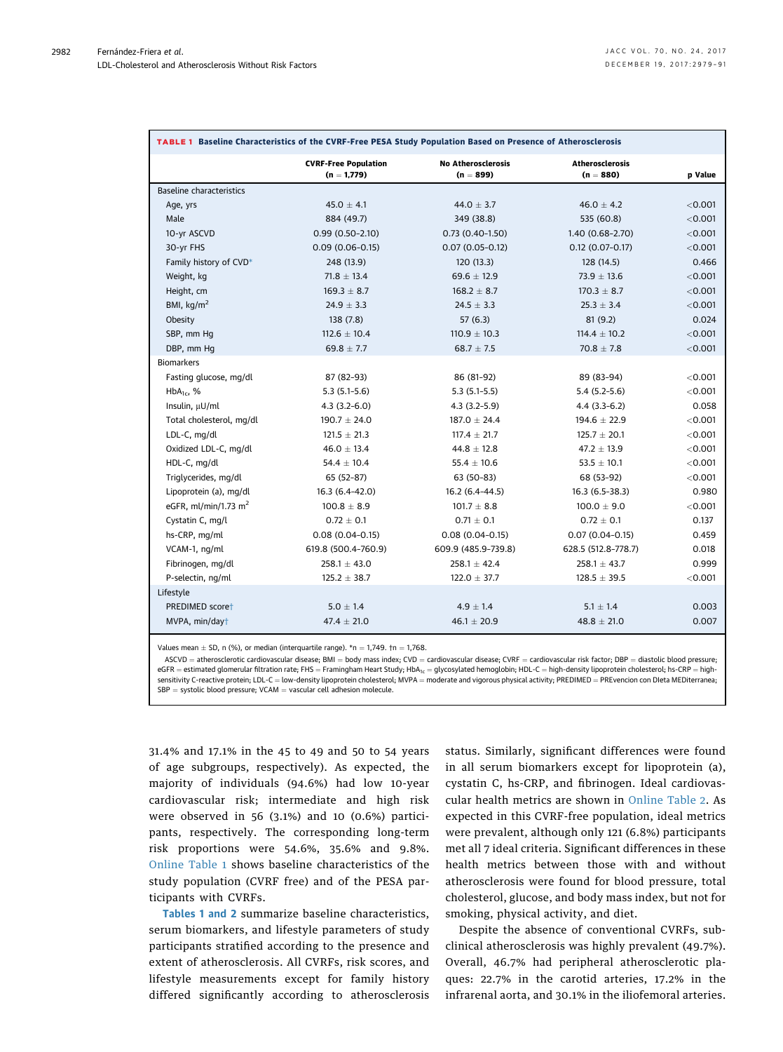**TABLE 1 Baseline Characteristics of the CVRF-Free PESA Study Population Based on Presence of Atherosclerosis**

| | CVRF-Free Population (n = 1,779) | No Atherosclerosis (n = 899) | Atherosclerosis (n = 880) | p Value |
|---|---|---|---|---|
| Baseline characteristics | | | | |
| Age, yrs | 45.0 ± 4.1 | 44.0 ± 3.7 | 46.0 ± 4.2 | <0.001 |
| Male | 884 (49.7) | 349 (38.8) | 535 (60.8) | <0.001 |
| 10-yr ASCVD | 0.99 (0.50–2.10) | 0.73 (0.40–1.50) | 1.40 (0.68–2.70) | <0.001 |
| 30-yr FHS | 0.09 (0.06–0.15) | 0.07 (0.05–0.12) | 0.12 (0.07–0.17) | <0.001 |
| Family history of CVD* | 248 (13.9) | 120 (13.3) | 128 (14.5) | 0.466 |
| Weight, kg | 71.8 ± 13.4 | 69.6 ± 12.9 | 73.9 ± 13.6 | <0.001 |
| Height, cm | 169.3 ± 8.7 | 168.2 ± 8.7 | 170.3 ± 8.7 | <0.001 |
| BMI, kg/m$^2$ | 24.9 ± 3.3 | 24.5 ± 3.3 | 25.3 ± 3.4 | <0.001 |
| Obesity | 138 (7.8) | 57 (6.3) | 81 (9.2) | 0.024 |
| SBP, mm Hg | 112.6 ± 10.4 | 110.9 ± 10.3 | 114.4 ± 10.2 | <0.001 |
| DBP, mm Hg | 69.8 ± 7.7 | 68.7 ± 7.5 | 70.8 ± 7.8 | <0.001 |
| Biomarkers | | | | |
| Fasting glucose, mg/dl | 87 (82–93) | 86 (81–92) | 89 (83–94) | <0.001 |
| $HbA_{1c}$, % | 5.3 (5.1–5.6) | 5.3 (5.1–5.5) | 5.4 (5.2–5.6) | <0.001 |
| Insulin, μU/ml | 4.3 (3.2–6.0) | 4.3 (3.2–5.9) | 4.4 (3.3–6.2) | 0.058 |
| Total cholesterol, mg/dl | 190.7 ± 24.0 | 187.0 ± 24.4 | 194.6 ± 22.9 | <0.001 |
| LDL-C, mg/dl | 121.5 ± 21.3 | 117.4 ± 21.7 | 125.7 ± 20.1 | <0.001 |
| Oxidized LDL-C, mg/dl | 46.0 ± 13.4 | 44.8 ± 12.8 | 47.2 ± 13.9 | <0.001 |
| HDL-C, mg/dl | 54.4 ± 10.4 | 55.4 ± 10.6 | 53.5 ± 10.1 | <0.001 |
| Triglycerides, mg/dl | 65 (52–87) | 63 (50–83) | 68 (53–92) | <0.001 |
| Lipoprotein (a), mg/dl | 16.3 (6.4–42.0) | 16.2 (6.4–44.5) | 16.3 (6.5–38.3) | 0.980 |
| eGFR, ml/min/1.73 m$^2$ | 100.8 ± 8.9 | 101.7 ± 8.8 | 100.0 ± 9.0 | <0.001 |
| Cystatin C, mg/l | 0.72 ± 0.1 | 0.71 ± 0.1 | 0.72 ± 0.1 | 0.137 |
| hs-CRP, mg/ml | 0.08 (0.04–0.15) | 0.08 (0.04–0.15) | 0.07 (0.04–0.15) | 0.459 |
| VCAM-1, ng/ml | 619.8 (500.4–760.9) | 609.9 (485.9–739.8) | 628.5 (512.8–778.7) | 0.018 |
| Fibrinogen, mg/dl | 258.1 ± 43.0 | 258.1 ± 42.4 | 258.1 ± 43.7 | 0.999 |
| P-selectin, ng/ml | 125.2 ± 38.7 | 122.0 ± 37.7 | 128.5 ± 39.5 | <0.001 |
| Lifestyle | | | | |
| PREDIMED score† | 5.0 ± 1.4 | 4.9 ± 1.4 | 5.1 ± 1.4 | 0.003 |
| MVPA, min/day† | 47.4 ± 21.0 | 46.1 ± 20.9 | 48.8 ± 21.0 | 0.007 |

Values mean ± SD, n (%), or median (interquartile range). *n = 1,749. †n = 1,768.

ASCVD = atherosclerotic cardiovascular disease; BMI = body mass index; CVD = cardiovascular disease; CVRF = cardiovascular risk factor; DBP = diastolic blood pressure; eGFR = estimated glomerular filtration rate; FHS = Framingham Heart Study; $HbA_{1c}$ = glycosylated hemoglobin; HDL-C = high-density lipoprotein cholesterol; hs-CRP = high-sensitivity C-reactive protein; LDL-C = low-density lipoprotein cholesterol; MVPA = moderate and vigorous physical activity; PREDIMED = PREvencion con DIeta MEDiterranea; SBP = systolic blood pressure; VCAM = vascular cell adhesion molecule.

31.4% and 17.1% in the 45 to 49 and 50 to 54 years of age subgroups, respectively). As expected, the majority of individuals (94.6%) had low 10-year cardiovascular risk; intermediate and high risk were observed in 56 (3.1%) and 10 (0.6%) participants, respectively. The corresponding long-term risk proportions were 54.6%, 35.6% and 9.8%. Online Table 1 shows baseline characteristics of the study population (CVRF free) and of the PESA participants with CVRFs.

**Tables 1 and 2** summarize baseline characteristics, serum biomarkers, and lifestyle parameters of study participants stratified according to the presence and extent of atherosclerosis. All CVRFs, risk scores, and lifestyle measurements except for family history differed significantly according to atherosclerosis status. Similarly, significant differences were found in all serum biomarkers except for lipoprotein (a), cystatin C, hs-CRP, and fibrinogen. Ideal cardiovascular health metrics are shown in Online Table 2. As expected in this CVRF-free population, ideal metrics were prevalent, although only 121 (6.8%) participants met all 7 ideal criteria. Significant differences in these health metrics between those with and without atherosclerosis were found for blood pressure, total cholesterol, glucose, and body mass index, but not for smoking, physical activity, and diet.

Despite the absence of conventional CVRFs, subclinical atherosclerosis was highly prevalent (49.7%). Overall, 46.7% had peripheral atherosclerotic plaques: 22.7% in the carotid arteries, 17.2% in the infrarenal aorta, and 30.1% in the iliofemoral arteries.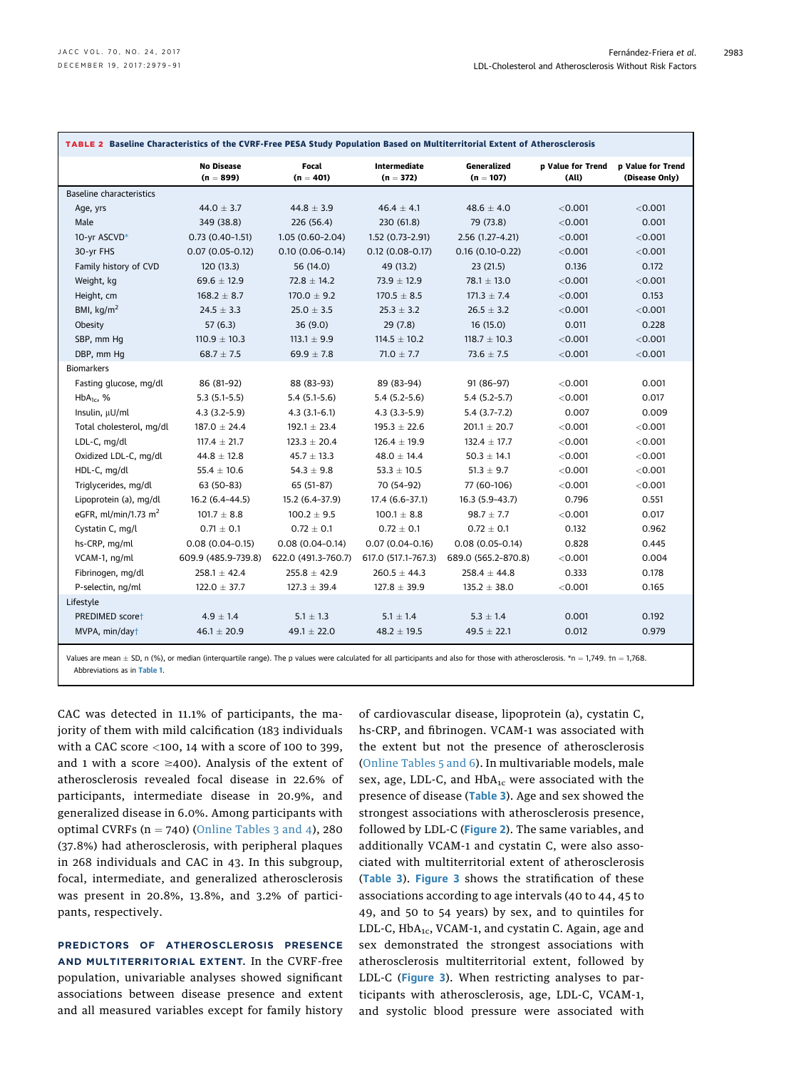**TABLE 2 Baseline Characteristics of the CVRF-Free PESA Study Population Based on Multiterritorial Extent of Atherosclerosis**

| | No Disease (n = 899) | Focal (n = 401) | Intermediate (n = 372) | Generalized (n = 107) | p Value for Trend (All) | p Value for Trend (Disease Only) |
|---|---|---|---|---|---|---|
| Baseline characteristics | | | | | | |
| Age, yrs | 44.0 ± 3.7 | 44.8 ± 3.9 | 46.4 ± 4.1 | 48.6 ± 4.0 | <0.001 | <0.001 |
| Male | 349 (38.8) | 226 (56.4) | 230 (61.8) | 79 (73.8) | <0.001 | 0.001 |
| 10-yr ASCVD* | 0.73 (0.40–1.51) | 1.05 (0.60–2.04) | 1.52 (0.73–2.91) | 2.56 (1.27–4.21) | <0.001 | <0.001 |
| 30-yr FHS | 0.07 (0.05–0.12) | 0.10 (0.06–0.14) | 0.12 (0.08–0.17) | 0.16 (0.10–0.22) | <0.001 | <0.001 |
| Family history of CVD | 120 (13.3) | 56 (14.0) | 49 (13.2) | 23 (21.5) | 0.136 | 0.172 |
| Weight, kg | 69.6 ± 12.9 | 72.8 ± 14.2 | 73.9 ± 12.9 | 78.1 ± 13.0 | <0.001 | <0.001 |
| Height, cm | 168.2 ± 8.7 | 170.0 ± 9.2 | 170.5 ± 8.5 | 171.3 ± 7.4 | <0.001 | 0.153 |
| BMI, kg/m$^2$ | 24.5 ± 3.3 | 25.0 ± 3.5 | 25.3 ± 3.2 | 26.5 ± 3.2 | <0.001 | <0.001 |
| Obesity | 57 (6.3) | 36 (9.0) | 29 (7.8) | 16 (15.0) | 0.011 | 0.228 |
| SBP, mm Hg | 110.9 ± 10.3 | 113.1 ± 9.9 | 114.5 ± 10.2 | 118.7 ± 10.3 | <0.001 | <0.001 |
| DBP, mm Hg | 68.7 ± 7.5 | 69.9 ± 7.8 | 71.0 ± 7.7 | 73.6 ± 7.5 | <0.001 | <0.001 |
| Biomarkers | | | | | | |
| Fasting glucose, mg/dl | 86 (81–92) | 88 (83–93) | 89 (83–94) | 91 (86–97) | <0.001 | 0.001 |
| $HbA_{1c}$, % | 5.3 (5.1–5.5) | 5.4 (5.1–5.6) | 5.4 (5.2–5.6) | 5.4 (5.2–5.7) | <0.001 | 0.017 |
| Insulin, μU/ml | 4.3 (3.2–5.9) | 4.3 (3.1–6.1) | 4.3 (3.3–5.9) | 5.4 (3.7–7.2) | 0.007 | 0.009 |
| Total cholesterol, mg/dl | 187.0 ± 24.4 | 192.1 ± 23.4 | 195.3 ± 22.6 | 201.1 ± 20.7 | <0.001 | <0.001 |
| LDL-C, mg/dl | 117.4 ± 21.7 | 123.3 ± 20.4 | 126.4 ± 19.9 | 132.4 ± 17.7 | <0.001 | <0.001 |
| Oxidized LDL-C, mg/dl | 44.8 ± 12.8 | 45.7 ± 13.3 | 48.0 ± 14.4 | 50.3 ± 14.1 | <0.001 | <0.001 |
| HDL-C, mg/dl | 55.4 ± 10.6 | 54.3 ± 9.8 | 53.3 ± 10.5 | 51.3 ± 9.7 | <0.001 | <0.001 |
| Triglycerides, mg/dl | 63 (50–83) | 65 (51–87) | 70 (54–92) | 77 (60–106) | <0.001 | <0.001 |
| Lipoprotein (a), mg/dl | 16.2 (6.4–44.5) | 15.2 (6.4–37.9) | 17.4 (6.6–37.1) | 16.3 (5.9–43.7) | 0.796 | 0.551 |
| eGFR, ml/min/1.73 m$^2$ | 101.7 ± 8.8 | 100.2 ± 9.5 | 100.1 ± 8.8 | 98.7 ± 7.7 | <0.001 | 0.017 |
| Cystatin C, mg/l | 0.71 ± 0.1 | 0.72 ± 0.1 | 0.72 ± 0.1 | 0.72 ± 0.1 | 0.132 | 0.962 |
| hs-CRP, mg/ml | 0.08 (0.04–0.15) | 0.08 (0.04–0.14) | 0.07 (0.04–0.16) | 0.08 (0.05–0.14) | 0.828 | 0.445 |
| VCAM-1, ng/ml | 609.9 (485.9–739.8) | 622.0 (491.3–760.7) | 617.0 (517.1–767.3) | 689.0 (565.2–870.8) | <0.001 | 0.004 |
| Fibrinogen, mg/dl | 258.1 ± 42.4 | 255.8 ± 42.9 | 260.5 ± 44.3 | 258.4 ± 44.8 | 0.333 | 0.178 |
| P-selectin, ng/ml | 122.0 ± 37.7 | 127.3 ± 39.4 | 127.8 ± 39.9 | 135.2 ± 38.0 | <0.001 | 0.165 |
| Lifestyle | | | | | | |
| PREDIMED score† | 4.9 ± 1.4 | 5.1 ± 1.3 | 5.1 ± 1.4 | 5.3 ± 1.4 | 0.001 | 0.192 |
| MVPA, min/day† | 46.1 ± 20.9 | 49.1 ± 22.0 | 48.2 ± 19.5 | 49.5 ± 22.1 | 0.012 | 0.979 |

Values are mean ± SD, n (%), or median (interquartile range). The p values were calculated for all participants and also for those with atherosclerosis. *n = 1,749. †n = 1,768. Abbreviations as in Table 1.

CAC was detected in 11.1% of participants, the majority of them with mild calcification (183 individuals with a CAC score <100, 14 with a score of 100 to 399, and 1 with a score ≥400). Analysis of the extent of atherosclerosis revealed focal disease in 22.6% of participants, intermediate disease in 20.9%, and generalized disease in 6.0%. Among participants with optimal CVRFs (n = 740) (Online Tables 3 and 4), 280 (37.8%) had atherosclerosis, with peripheral plaques in 268 individuals and CAC in 43. In this subgroup, focal, intermediate, and generalized atherosclerosis was present in 20.8%, 13.8%, and 3.2% of participants, respectively.

**PREDICTORS OF ATHEROSCLEROSIS PRESENCE AND MULTITERRITORIAL EXTENT.** In the CVRF-free population, univariable analyses showed significant associations between disease presence and extent and all measured variables except for family history of cardiovascular disease, lipoprotein (a), cystatin C, hs-CRP, and fibrinogen. VCAM-1 was associated with the extent but not the presence of atherosclerosis (Online Tables 5 and 6). In multivariable models, male sex, age, LDL-C, and $HbA_{1c}$ were associated with the presence of disease (Table 3). Age and sex showed the strongest associations with atherosclerosis presence, followed by LDL-C (Figure 2). The same variables, and additionally VCAM-1 and cystatin C, were also associated with multiterritorial extent of atherosclerosis (Table 3). Figure 3 shows the stratification of these associations according to age intervals (40 to 44, 45 to 49, and 50 to 54 years) by sex, and to quintiles for LDL-C, $HbA_{1c}$, VCAM-1, and cystatin C. Again, age and sex demonstrated the strongest associations with atherosclerosis multiterritorial extent, followed by LDL-C (Figure 3). When restricting analyses to participants with atherosclerosis, age, LDL-C, VCAM-1, and systolic blood pressure were associated with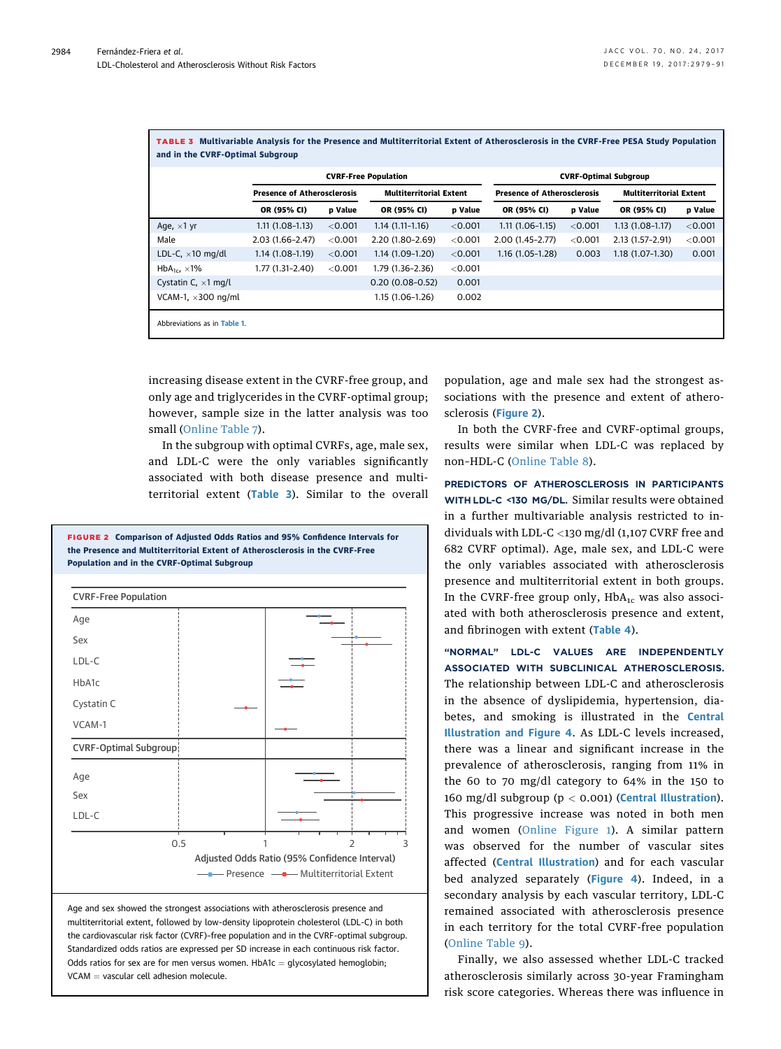**TABLE 3** Multivariable Analysis for the Presence and Multiterritorial Extent of Atherosclerosis in the CVRF-Free PESA Study Population and in the CVRF-Optimal Subgroup

| | CVRF-Free Population | | | | CVRF-Optimal Subgroup | | | |
|---|---|---|---|---|---|---|---|---|
| | Presence of Atherosclerosis | | Multiterritorial Extent | | Presence of Atherosclerosis | | Multiterritorial Extent | |
| | OR (95% CI) | p Value | OR (95% CI) | p Value | OR (95% CI) | p Value | OR (95% CI) | p Value |
| Age, ×1 yr | 1.11 (1.08–1.13) | <0.001 | 1.14 (1.11–1.16) | <0.001 | 1.11 (1.06–1.15) | <0.001 | 1.13 (1.08–1.17) | <0.001 |
| Male | 2.03 (1.66–2.47) | <0.001 | 2.20 (1.80–2.69) | <0.001 | 2.00 (1.45–2.77) | <0.001 | 2.13 (1.57–2.91) | <0.001 |
| LDL-C, ×10 mg/dl | 1.14 (1.08–1.19) | <0.001 | 1.14 (1.09–1.20) | <0.001 | 1.16 (1.05–1.28) | 0.003 | 1.18 (1.07–1.30) | 0.001 |
| $HbA_{1c}$, ×1% | 1.77 (1.31–2.40) | <0.001 | 1.79 (1.36–2.36) | <0.001 | | | | |
| Cystatin C, ×1 mg/l | | | 0.20 (0.08–0.52) | 0.001 | | | | |
| VCAM-1, ×300 ng/ml | | | 1.15 (1.06–1.26) | 0.002 | | | | |

Abbreviations as in Table 1.

increasing disease extent in the CVRF-free group, and only age and triglycerides in the CVRF-optimal group; however, sample size in the latter analysis was too small (Online Table 7).

In the subgroup with optimal CVRFs, age, male sex, and LDL-C were the only variables significantly associated with both disease presence and multiterritorial extent (Table 3). Similar to the overall population, age and male sex had the strongest associations with the presence and extent of atherosclerosis (Figure 2).

In both the CVRF-free and CVRF-optimal groups, results were similar when LDL-C was replaced by non-HDL-C (Online Table 8).

**FIGURE 2** Comparison of Adjusted Odds Ratios and 95% Confidence Intervals for the Presence and Multiterritorial Extent of Atherosclerosis in the CVRF-Free Population and in the CVRF-Optimal Subgroup

Age and sex showed the strongest associations with atherosclerosis presence and multiterritorial extent, followed by low-density lipoprotein cholesterol (LDL-C) in both the cardiovascular risk factor (CVRF)–free population and in the CVRF-optimal subgroup. Standardized odds ratios are expressed per SD increase in each continuous risk factor. Odds ratios for sex are for men versus women. HbA1c = glycosylated hemoglobin; VCAM = vascular cell adhesion molecule.

**PREDICTORS OF ATHEROSCLEROSIS IN PARTICIPANTS WITH LDL-C <130 MG/DL.** Similar results were obtained in a further multivariable analysis restricted to individuals with LDL-C <130 mg/dl (1,107 CVRF free and 682 CVRF optimal). Age, male sex, and LDL-C were the only variables associated with atherosclerosis presence and multiterritorial extent in both groups. In the CVRF-free group only, $HbA_{1c}$ was also associated with both atherosclerosis presence and extent, and fibrinogen with extent (Table 4).

**"NORMAL" LDL-C VALUES ARE INDEPENDENTLY ASSOCIATED WITH SUBCLINICAL ATHEROSCLEROSIS.** The relationship between LDL-C and atherosclerosis in the absence of dyslipidemia, hypertension, diabetes, and smoking is illustrated in the Central Illustration and Figure 4. As LDL-C levels increased, there was a linear and significant increase in the prevalence of atherosclerosis, ranging from 11% in the 60 to 70 mg/dl category to 64% in the 150 to 160 mg/dl subgroup ($p < 0.001$) (Central Illustration). This progressive increase was noted in both men and women (Online Figure 1). A similar pattern was observed for the number of vascular sites affected (Central Illustration) and for each vascular bed analyzed separately (Figure 4). Indeed, in a secondary analysis by each vascular territory, LDL-C remained associated with atherosclerosis presence in each territory for the total CVRF-free population (Online Table 9).

Finally, we also assessed whether LDL-C tracked atherosclerosis similarly across 30-year Framingham risk score categories. Whereas there was influence in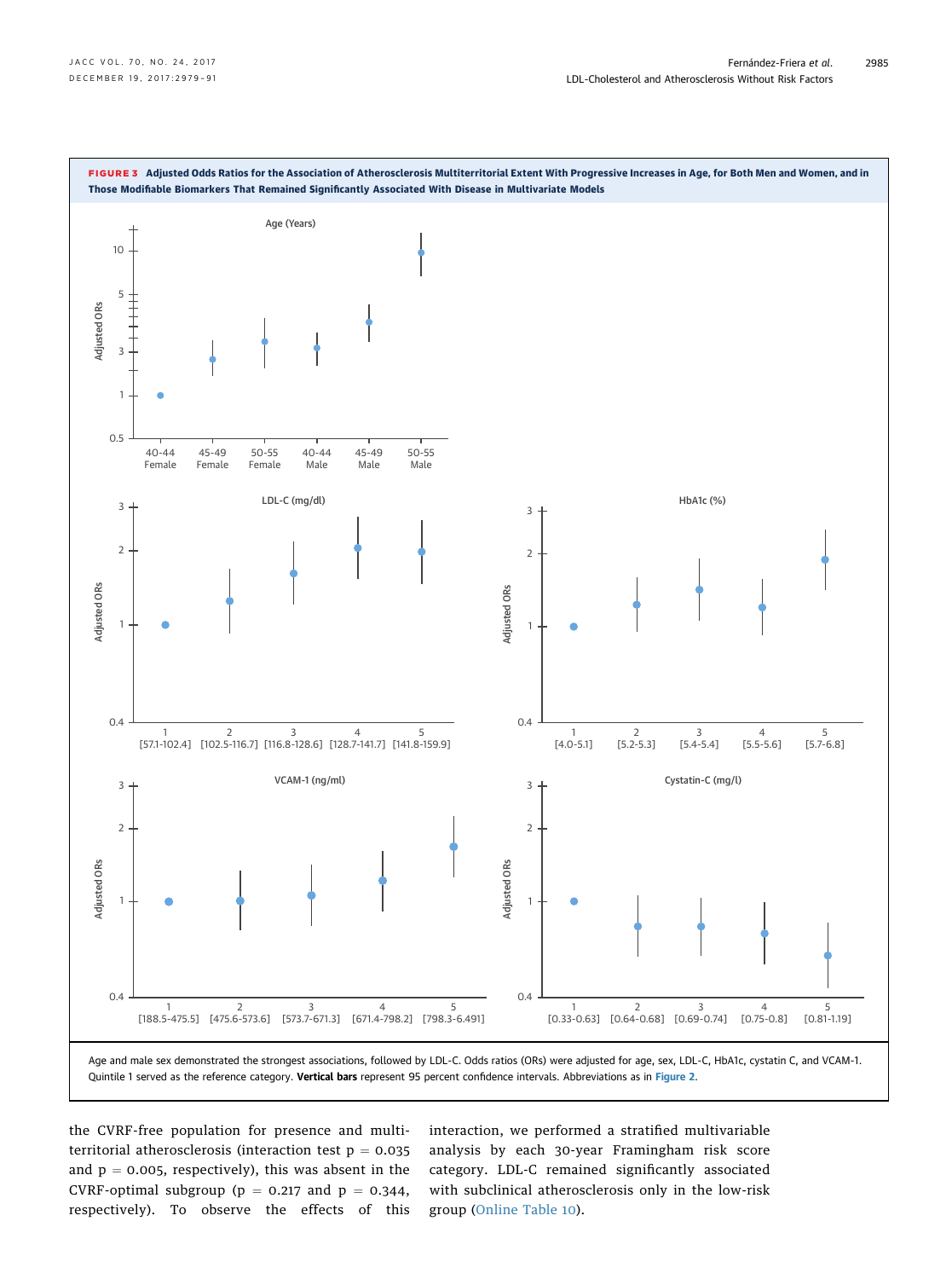**FIGURE 3 Adjusted Odds Ratios for the Association of Atherosclerosis Multiterritorial Extent With Progressive Increases in Age, for Both Men and Women, and in Those Modifiable Biomarkers That Remained Significantly Associated With Disease in Multivariate Models**

Age and male sex demonstrated the strongest associations, followed by LDL-C. Odds ratios (ORs) were adjusted for age, sex, LDL-C, HbA1c, cystatin C, and VCAM-1. Quintile 1 served as the reference category. **Vertical bars** represent 95 percent confidence intervals. Abbreviations as in Figure 2.

the CVRF-free population for presence and multiterritorial atherosclerosis (interaction test $p = 0.035$ and $p = 0.005$, respectively), this was absent in the CVRF-optimal subgroup ($p = 0.217$ and $p = 0.344$, respectively). To observe the effects of this interaction, we performed a stratified multivariable analysis by each 30-year Framingham risk score category. LDL-C remained significantly associated with subclinical atherosclerosis only in the low-risk group (Online Table 10).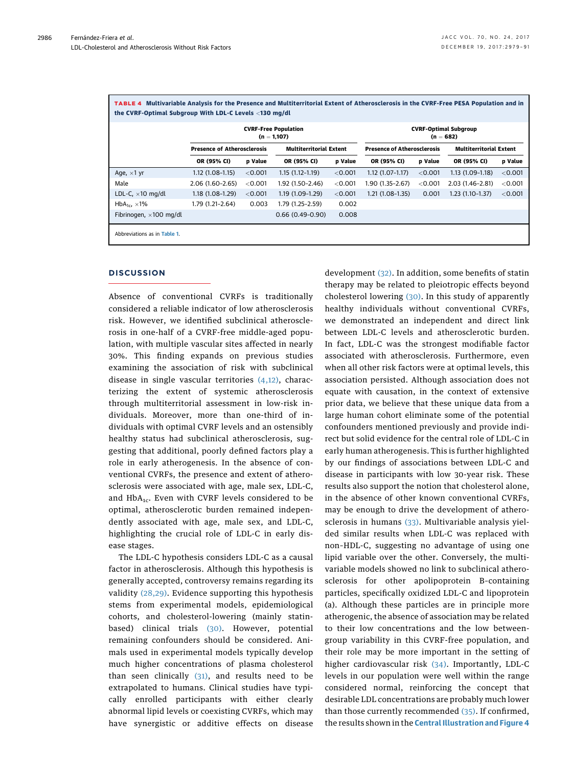**TABLE 4 Multivariable Analysis for the Presence and Multiterritorial Extent of Atherosclerosis in the CVRF-Free PESA Population and in the CVRF-Optimal Subgroup With LDL-C Levels <130 mg/dl**

| | CVRF-Free Population (n = 1,107) | | | | CVRF-Optimal Subgroup (n = 682) | | | |
|---|---|---|---|---|---|---|---|---|
| | Presence of Atherosclerosis | | Multiterritorial Extent | | Presence of Atherosclerosis | | Multiterritorial Extent | |
| | OR (95% CI) | p Value | OR (95% CI) | p Value | OR (95% CI) | p Value | OR (95% CI) | p Value |
| Age, ×1 yr | 1.12 (1.08–1.15) | <0.001 | 1.15 (1.12–1.19) | <0.001 | 1.12 (1.07–1.17) | <0.001 | 1.13 (1.09–1.18) | <0.001 |
| Male | 2.06 (1.60–2.65) | <0.001 | 1.92 (1.50–2.46) | <0.001 | 1.90 (1.35–2.67) | <0.001 | 2.03 (1.46–2.81) | <0.001 |
| LDL-C, ×10 mg/dl | 1.18 (1.08–1.29) | <0.001 | 1.19 (1.09–1.29) | <0.001 | 1.21 (1.08–1.35) | 0.001 | 1.23 (1.10–1.37) | <0.001 |
| $HbA_{1c}$, ×1% | 1.79 (1.21–2.64) | 0.003 | 1.79 (1.25–2.59) | 0.002 | | | | |
| Fibrinogen, ×100 mg/dl | | | 0.66 (0.49–0.90) | 0.008 | | | | |

Abbreviations as in Table 1.

## DISCUSSION

Absence of conventional CVRFs is traditionally considered a reliable indicator of low atherosclerosis risk. However, we identified subclinical atherosclerosis in one-half of a CVRF-free middle-aged population, with multiple vascular sites affected in nearly 30%. This finding expands on previous studies examining the association of risk with subclinical disease in single vascular territories (4,12), characterizing the extent of systemic atherosclerosis through multiterritorial assessment in low-risk individuals. Moreover, more than one-third of individuals with optimal CVRF levels and an ostensibly healthy status had subclinical atherosclerosis, suggesting that additional, poorly defined factors play a role in early atherogenesis. In the absence of conventional CVRFs, the presence and extent of atherosclerosis were associated with age, male sex, LDL-C, and $HbA_{1c}$. Even with CVRF levels considered to be optimal, atherosclerotic burden remained independently associated with age, male sex, and LDL-C, highlighting the crucial role of LDL-C in early disease stages.

The LDL-C hypothesis considers LDL-C as a causal factor in atherosclerosis. Although this hypothesis is generally accepted, controversy remains regarding its validity (28,29). Evidence supporting this hypothesis stems from experimental models, epidemiological cohorts, and cholesterol-lowering (mainly statin-based) clinical trials (30). However, potential remaining confounders should be considered. Animals used in experimental models typically develop much higher concentrations of plasma cholesterol than seen clinically (31), and results need to be extrapolated to humans. Clinical studies have typically enrolled participants with either clearly abnormal lipid levels or coexisting CVRFs, which may have synergistic or additive effects on disease development (32). In addition, some benefits of statin therapy may be related to pleiotropic effects beyond cholesterol lowering (30). In this study of apparently healthy individuals without conventional CVRFs, we demonstrated an independent and direct link between LDL-C levels and atherosclerotic burden. In fact, LDL-C was the strongest modifiable factor associated with atherosclerosis. Furthermore, even when all other risk factors were at optimal levels, this association persisted. Although association does not equate with causation, in the context of extensive prior data, we believe that these unique data from a large human cohort eliminate some of the potential confounders mentioned previously and provide indirect but solid evidence for the central role of LDL-C in early human atherogenesis. This is further highlighted by our findings of associations between LDL-C and disease in participants with low 30-year risk. These results also support the notion that cholesterol alone, in the absence of other known conventional CVRFs, may be enough to drive the development of atherosclerosis in humans (33). Multivariable analysis yielded similar results when LDL-C was replaced with non-HDL-C, suggesting no advantage of using one lipid variable over the other. Conversely, the multivariable models showed no link to subclinical atherosclerosis for other apolipoprotein B-containing particles, specifically oxidized LDL-C and lipoprotein (a). Although these particles are in principle more atherogenic, the absence of association may be related to their low concentrations and the low between-group variability in this CVRF-free population, and their role may be more important in the setting of higher cardiovascular risk (34). Importantly, LDL-C levels in our population were well within the range considered normal, reinforcing the concept that desirable LDL concentrations are probably much lower than those currently recommended (35). If confirmed, the results shown in the **Central Illustration and Figure 4**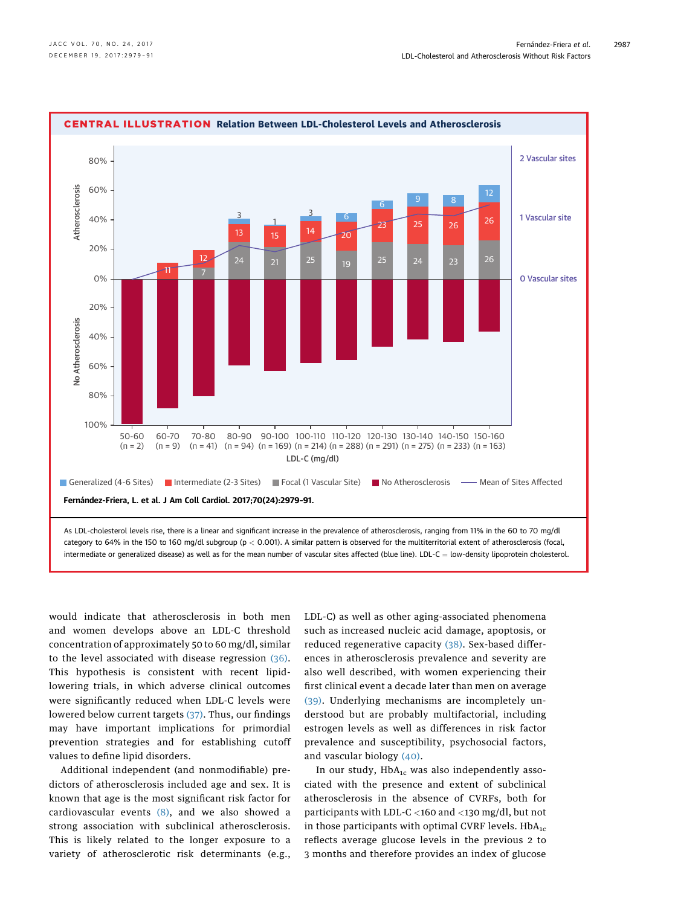## CENTRAL ILLUSTRATION Relation Between LDL-Cholesterol Levels and Atherosclerosis

Fernández-Friera, L. et al. J Am Coll Cardiol. 2017;70(24):2979–91.

As LDL-cholesterol levels rise, there is a linear and significant increase in the prevalence of atherosclerosis, ranging from 11% in the 60 to 70 mg/dl category to 64% in the 150 to 160 mg/dl subgroup ($p < 0.001$). A similar pattern is observed for the multiterritorial extent of atherosclerosis (focal, intermediate or generalized disease) as well as for the mean number of vascular sites affected (blue line). LDL-C = low-density lipoprotein cholesterol.

would indicate that atherosclerosis in both men and women develops above an LDL-C threshold concentration of approximately 50 to 60 mg/dl, similar to the level associated with disease regression (36). This hypothesis is consistent with recent lipid-lowering trials, in which adverse clinical outcomes were significantly reduced when LDL-C levels were lowered below current targets (37). Thus, our findings may have important implications for primordial prevention strategies and for establishing cutoff values to define lipid disorders.

Additional independent (and nonmodifiable) predictors of atherosclerosis included age and sex. It is known that age is the most significant risk factor for cardiovascular events (8), and we also showed a strong association with subclinical atherosclerosis. This is likely related to the longer exposure to a variety of atherosclerotic risk determinants (e.g., LDL-C) as well as other aging-associated phenomena such as increased nucleic acid damage, apoptosis, or reduced regenerative capacity (38). Sex-based differences in atherosclerosis prevalence and severity are also well described, with women experiencing their first clinical event a decade later than men on average (39). Underlying mechanisms are incompletely understood but are probably multifactorial, including estrogen levels as well as differences in risk factor prevalence and susceptibility, psychosocial factors, and vascular biology (40).

In our study, $HbA_{1c}$ was also independently associated with the presence and extent of subclinical atherosclerosis in the absence of CVRFs, both for participants with LDL-C <160 and <130 mg/dl, but not in those participants with optimal CVRF levels. $HbA_{1c}$ reflects average glucose levels in the previous 2 to 3 months and therefore provides an index of glucose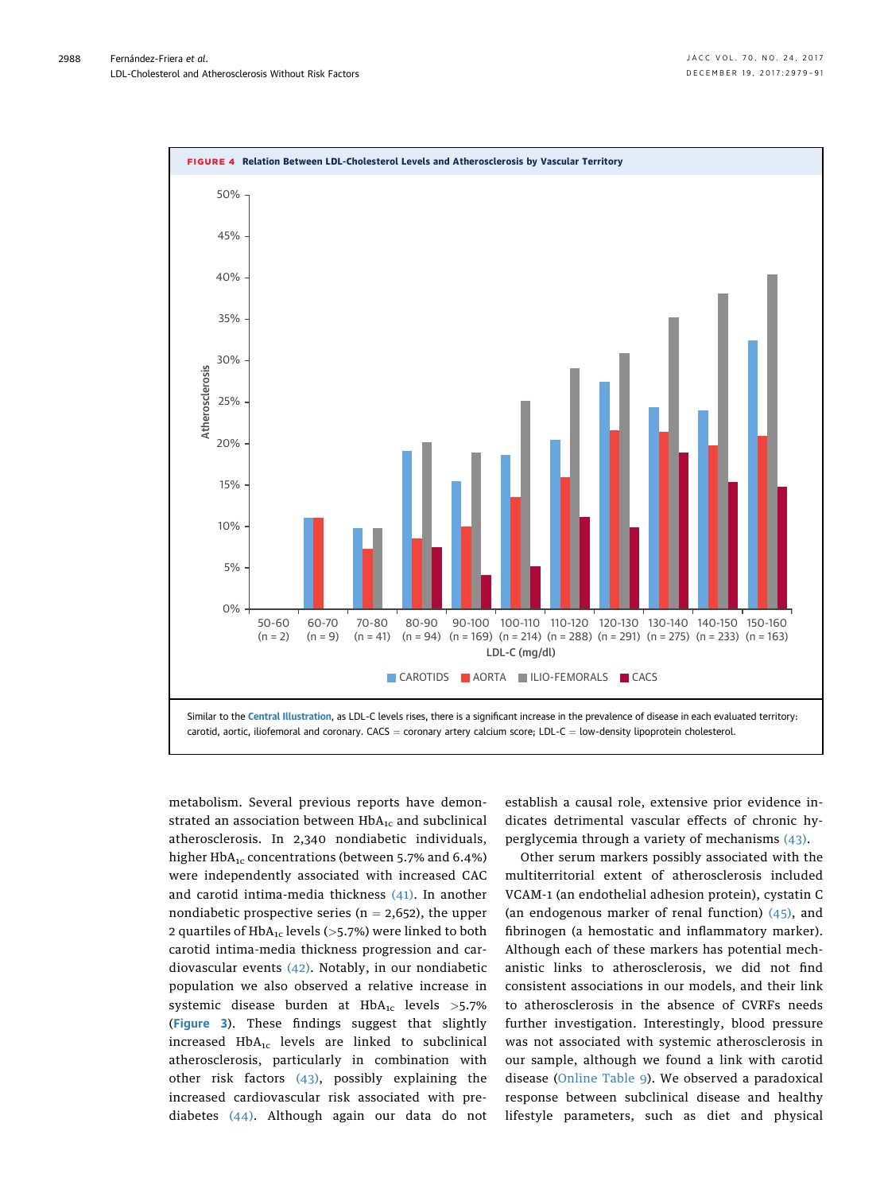**FIGURE 4** Relation Between LDL-Cholesterol Levels and Atherosclerosis by Vascular Territory

Similar to the Central Illustration, as LDL-C levels rises, there is a significant increase in the prevalence of disease in each evaluated territory: carotid, aortic, iliofemoral and coronary. CACS = coronary artery calcium score; LDL-C = low-density lipoprotein cholesterol.

metabolism. Several previous reports have demonstrated an association between $HbA_{1c}$ and subclinical atherosclerosis. In 2,340 nondiabetic individuals, higher $HbA_{1c}$ concentrations (between 5.7% and 6.4%) were independently associated with increased CAC and carotid intima-media thickness (41). In another nondiabetic prospective series (n = 2,652), the upper 2 quartiles of $HbA_{1c}$ levels (>5.7%) were linked to both carotid intima-media thickness progression and cardiovascular events (42). Notably, in our nondiabetic population we also observed a relative increase in systemic disease burden at $HbA_{1c}$ levels >5.7% (**Figure 3**). These findings suggest that slightly increased $HbA_{1c}$ levels are linked to subclinical atherosclerosis, particularly in combination with other risk factors (43), possibly explaining the increased cardiovascular risk associated with pre-diabetes (44). Although again our data do not establish a causal role, extensive prior evidence indicates detrimental vascular effects of chronic hyperglycemia through a variety of mechanisms (43).

Other serum markers possibly associated with the multiterritorial extent of atherosclerosis included VCAM-1 (an endothelial adhesion protein), cystatin C (an endogenous marker of renal function) (45), and fibrinogen (a hemostatic and inflammatory marker). Although each of these markers has potential mechanistic links to atherosclerosis, we did not find consistent associations in our models, and their link to atherosclerosis in the absence of CVRFs needs further investigation. Interestingly, blood pressure was not associated with systemic atherosclerosis in our sample, although we found a link with carotid disease (Online Table 9). We observed a paradoxical response between subclinical disease and healthy lifestyle parameters, such as diet and physical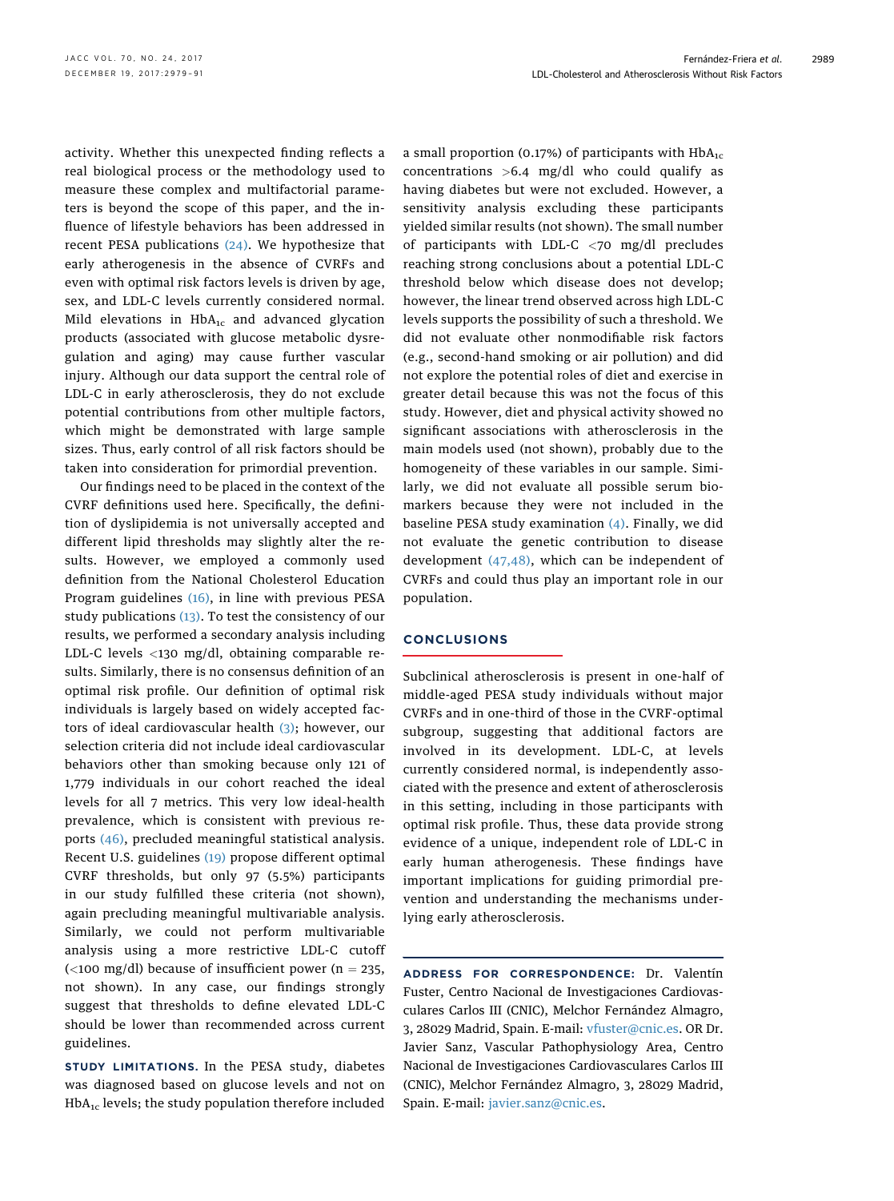activity. Whether this unexpected finding reflects a real biological process or the methodology used to measure these complex and multifactorial parameters is beyond the scope of this paper, and the influence of lifestyle behaviors has been addressed in recent PESA publications (24). We hypothesize that early atherogenesis in the absence of CVRFs and even with optimal risk factors levels is driven by age, sex, and LDL-C levels currently considered normal. Mild elevations in $HbA_{1c}$ and advanced glycation products (associated with glucose metabolic dysregulation and aging) may cause further vascular injury. Although our data support the central role of LDL-C in early atherosclerosis, they do not exclude potential contributions from other multiple factors, which might be demonstrated with large sample sizes. Thus, early control of all risk factors should be taken into consideration for primordial prevention.

Our findings need to be placed in the context of the CVRF definitions used here. Specifically, the definition of dyslipidemia is not universally accepted and different lipid thresholds may slightly alter the results. However, we employed a commonly used definition from the National Cholesterol Education Program guidelines (16), in line with previous PESA study publications (13). To test the consistency of our results, we performed a secondary analysis including LDL-C levels <130 mg/dl, obtaining comparable results. Similarly, there is no consensus definition of an optimal risk profile. Our definition of optimal risk individuals is largely based on widely accepted factors of ideal cardiovascular health (3); however, our selection criteria did not include ideal cardiovascular behaviors other than smoking because only 121 of 1,779 individuals in our cohort reached the ideal levels for all 7 metrics. This very low ideal-health prevalence, which is consistent with previous reports (46), precluded meaningful statistical analysis. Recent U.S. guidelines (19) propose different optimal CVRF thresholds, but only 97 (5.5%) participants in our study fulfilled these criteria (not shown), again precluding meaningful multivariable analysis. Similarly, we could not perform multivariable analysis using a more restrictive LDL-C cutoff (<100 mg/dl) because of insufficient power (n = 235, not shown). In any case, our findings strongly suggest that thresholds to define elevated LDL-C should be lower than recommended across current guidelines.

**STUDY LIMITATIONS.** In the PESA study, diabetes was diagnosed based on glucose levels and not on $HbA_{1c}$ levels; the study population therefore included a small proportion (0.17%) of participants with $HbA_{1c}$ concentrations >6.4 mg/dl who could qualify as having diabetes but were not excluded. However, a sensitivity analysis excluding these participants yielded similar results (not shown). The small number of participants with LDL-C <70 mg/dl precludes reaching strong conclusions about a potential LDL-C threshold below which disease does not develop; however, the linear trend observed across high LDL-C levels supports the possibility of such a threshold. We did not evaluate other nonmodifiable risk factors (e.g., second-hand smoking or air pollution) and did not explore the potential roles of diet and exercise in greater detail because this was not the focus of this study. However, diet and physical activity showed no significant associations with atherosclerosis in the main models used (not shown), probably due to the homogeneity of these variables in our sample. Similarly, we did not evaluate all possible serum biomarkers because they were not included in the baseline PESA study examination (4). Finally, we did not evaluate the genetic contribution to disease development (47,48), which can be independent of CVRFs and could thus play an important role in our population.

## CONCLUSIONS

Subclinical atherosclerosis is present in one-half of middle-aged PESA study individuals without major CVRFs and in one-third of those in the CVRF-optimal subgroup, suggesting that additional factors are involved in its development. LDL-C, at levels currently considered normal, is independently associated with the presence and extent of atherosclerosis in this setting, including in those participants with optimal risk profile. Thus, these data provide strong evidence of a unique, independent role of LDL-C in early human atherogenesis. These findings have important implications for guiding primordial prevention and understanding the mechanisms underlying early atherosclerosis.

**ADDRESS FOR CORRESPONDENCE:** Dr. Valentín Fuster, Centro Nacional de Investigaciones Cardiovasculares Carlos III (CNIC), Melchor Fernández Almagro, 3, 28029 Madrid, Spain. E-mail: vfuster@cnic.es. OR Dr. Javier Sanz, Vascular Pathophysiology Area, Centro Nacional de Investigaciones Cardiovasculares Carlos III (CNIC), Melchor Fernández Almagro, 3, 28029 Madrid, Spain. E-mail: javier.sanz@cnic.es.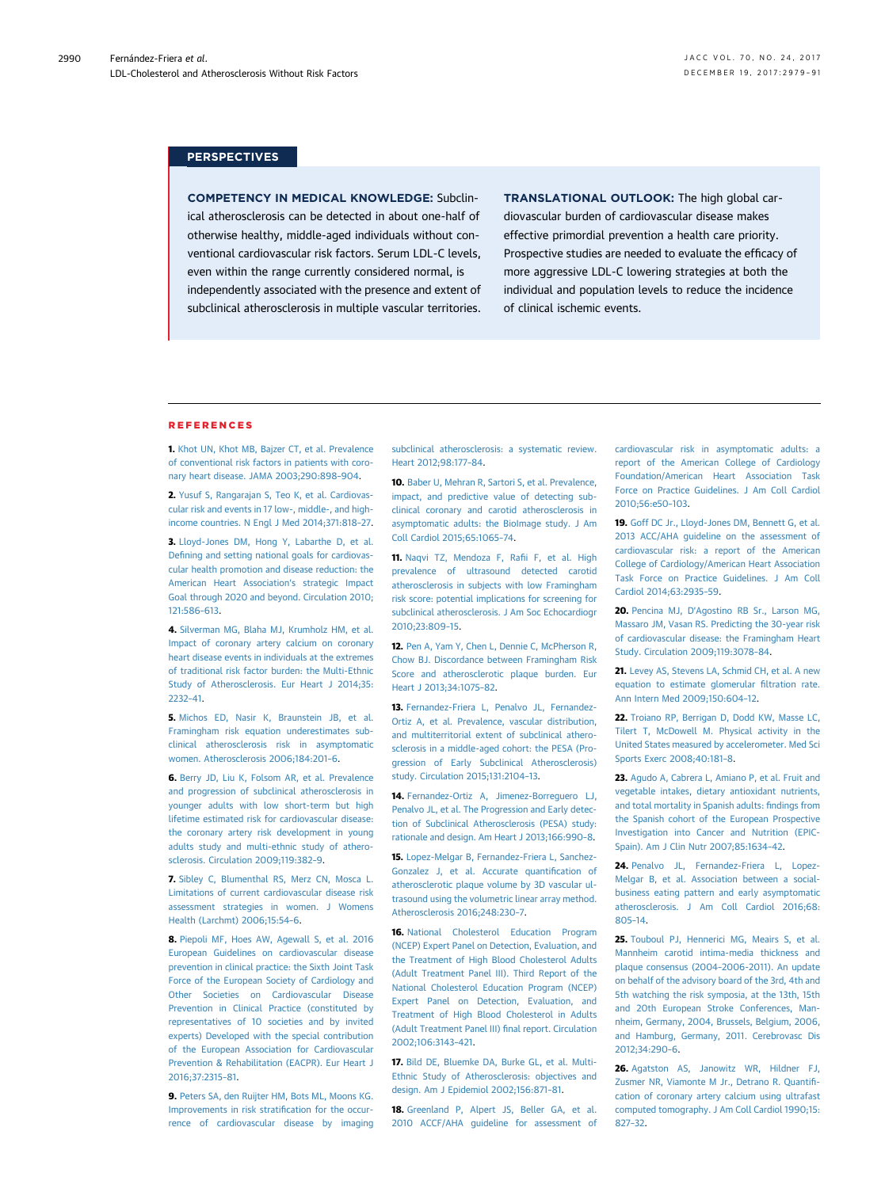## PERSPECTIVES

**COMPETENCY IN MEDICAL KNOWLEDGE:** Subclinical atherosclerosis can be detected in about one-half of otherwise healthy, middle-aged individuals without conventional cardiovascular risk factors. Serum LDL-C levels, even within the range currently considered normal, is independently associated with the presence and extent of subclinical atherosclerosis in multiple vascular territories.

**TRANSLATIONAL OUTLOOK:** The high global cardiovascular burden of cardiovascular disease makes effective primordial prevention a health care priority. Prospective studies are needed to evaluate the efficacy of more aggressive LDL-C lowering strategies at both the individual and population levels to reduce the incidence of clinical ischemic events.

## REFERENCES

**1.** Khot UN, Khot MB, Bajzer CT, et al. Prevalence of conventional risk factors in patients with coronary heart disease. JAMA 2003;290:898–904.

**2.** Yusuf S, Rangarajan S, Teo K, et al. Cardiovascular risk and events in 17 low-, middle-, and high-income countries. N Engl J Med 2014;371:818–27.

**3.** Lloyd-Jones DM, Hong Y, Labarthe D, et al. Defining and setting national goals for cardiovascular health promotion and disease reduction: the American Heart Association's strategic Impact Goal through 2020 and beyond. Circulation 2010; 121:586–613.

**4.** Silverman MG, Blaha MJ, Krumholz HM, et al. Impact of coronary artery calcium on coronary heart disease events in individuals at the extremes of traditional risk factor burden: the Multi-Ethnic Study of Atherosclerosis. Eur Heart J 2014;35: 2232–41.

**5.** Michos ED, Nasir K, Braunstein JB, et al. Framingham risk equation underestimates subclinical atherosclerosis risk in asymptomatic women. Atherosclerosis 2006;184:201–6.

**6.** Berry JD, Liu K, Folsom AR, et al. Prevalence and progression of subclinical atherosclerosis in younger adults with low short-term but high lifetime estimated risk for cardiovascular disease: the coronary artery risk development in young adults study and multi-ethnic study of atherosclerosis. Circulation 2009;119:382–9.

**7.** Sibley C, Blumenthal RS, Merz CN, Mosca L. Limitations of current cardiovascular disease risk assessment strategies in women. J Womens Health (Larchmt) 2006;15:54–6.

**8.** Piepoli MF, Hoes AW, Agewall S, et al. 2016 European Guidelines on cardiovascular disease prevention in clinical practice: the Sixth Joint Task Force of the European Society of Cardiology and Other Societies on Cardiovascular Disease Prevention in Clinical Practice (constituted by representatives of 10 societies and by invited experts) Developed with the special contribution of the European Association for Cardiovascular Prevention & Rehabilitation (EACPR). Eur Heart J 2016;37:2315–81.

**9.** Peters SA, den Ruijter HM, Bots ML, Moons KG. Improvements in risk stratification for the occurrence of cardiovascular disease by imaging subclinical atherosclerosis: a systematic review. Heart 2012;98:177–84.

**10.** Baber U, Mehran R, Sartori S, et al. Prevalence, impact, and predictive value of detecting subclinical coronary and carotid atherosclerosis in asymptomatic adults: the BioImage study. J Am Coll Cardiol 2015;65:1065–74.

**11.** Naqvi TZ, Mendoza F, Rafii F, et al. High prevalence of ultrasound detected carotid atherosclerosis in subjects with low Framingham risk score: potential implications for screening for subclinical atherosclerosis. J Am Soc Echocardiogr 2010;23:809–15.

**12.** Pen A, Yam Y, Chen L, Dennie C, McPherson R, Chow BJ. Discordance between Framingham Risk Score and atherosclerotic plaque burden. Eur Heart J 2013;34:1075–82.

**13.** Fernandez-Friera L, Penalvo JL, Fernandez-Ortiz A, et al. Prevalence, vascular distribution, and multiterritorial extent of subclinical atherosclerosis in a middle-aged cohort: the PESA (Progression of Early Subclinical Atherosclerosis) study. Circulation 2015;131:2104–13.

**14.** Fernandez-Ortiz A, Jimenez-Borreguero LJ, Penalvo JL, et al. The Progression and Early detection of Subclinical Atherosclerosis (PESA) study: rationale and design. Am Heart J 2013;166:990–8.

**15.** Lopez-Melgar B, Fernandez-Friera L, Sanchez-Gonzalez J, et al. Accurate quantification of atherosclerotic plaque volume by 3D vascular ultrasound using the volumetric linear array method. Atherosclerosis 2016;248:230–7.

**16.** National Cholesterol Education Program (NCEP) Expert Panel on Detection, Evaluation, and the Treatment of High Blood Cholesterol Adults (Adult Treatment Panel III). Third Report of the National Cholesterol Education Program (NCEP) Expert Panel on Detection, Evaluation, and Treatment of High Blood Cholesterol in Adults (Adult Treatment Panel III) final report. Circulation 2002;106:3143–421.

**17.** Bild DE, Bluemke DA, Burke GL, et al. Multi-Ethnic Study of Atherosclerosis: objectives and design. Am J Epidemiol 2002;156:871–81.

**18.** Greenland P, Alpert JS, Beller GA, et al. 2010 ACCF/AHA guideline for assessment of cardiovascular risk in asymptomatic adults: a report of the American College of Cardiology Foundation/American Heart Association Task Force on Practice Guidelines. J Am Coll Cardiol 2010;56:e50–103.

**19.** Goff DC Jr., Lloyd-Jones DM, Bennett G, et al. 2013 ACC/AHA guideline on the assessment of cardiovascular risk: a report of the American College of Cardiology/American Heart Association Task Force on Practice Guidelines. J Am Coll Cardiol 2014;63:2935–59.

**20.** Pencina MJ, D'Agostino RB Sr., Larson MG, Massaro JM, Vasan RS. Predicting the 30-year risk of cardiovascular disease: the Framingham Heart Study. Circulation 2009;119:3078–84.

**21.** Levey AS, Stevens LA, Schmid CH, et al. A new equation to estimate glomerular filtration rate. Ann Intern Med 2009;150:604–12.

**22.** Troiano RP, Berrigan D, Dodd KW, Masse LC, Tilert T, McDowell M. Physical activity in the United States measured by accelerometer. Med Sci Sports Exerc 2008;40:181–8.

**23.** Agudo A, Cabrera L, Amiano P, et al. Fruit and vegetable intakes, dietary antioxidant nutrients, and total mortality in Spanish adults: findings from the Spanish cohort of the European Prospective Investigation into Cancer and Nutrition (EPIC-Spain). Am J Clin Nutr 2007;85:1634–42.

**24.** Penalvo JL, Fernandez-Friera L, Lopez-Melgar B, et al. Association between a social-business eating pattern and early asymptomatic atherosclerosis. J Am Coll Cardiol 2016;68: 805–14.

**25.** Touboul PJ, Hennerici MG, Meairs S, et al. Mannheim carotid intima-media thickness and plaque consensus (2004–2006-2011). An update on behalf of the advisory board of the 3rd, 4th and 5th watching the risk symposia, at the 13th, 15th and 20th European Stroke Conferences, Mannheim, Germany, 2004, Brussels, Belgium, 2006, and Hamburg, Germany, 2011. Cerebrovasc Dis 2012;34:290–6.

**26.** Agatston AS, Janowitz WR, Hildner FJ, Zusmer NR, Viamonte M Jr., Detrano R. Quantification of coronary artery calcium using ultrafast computed tomography. J Am Coll Cardiol 1990;15: 827–32.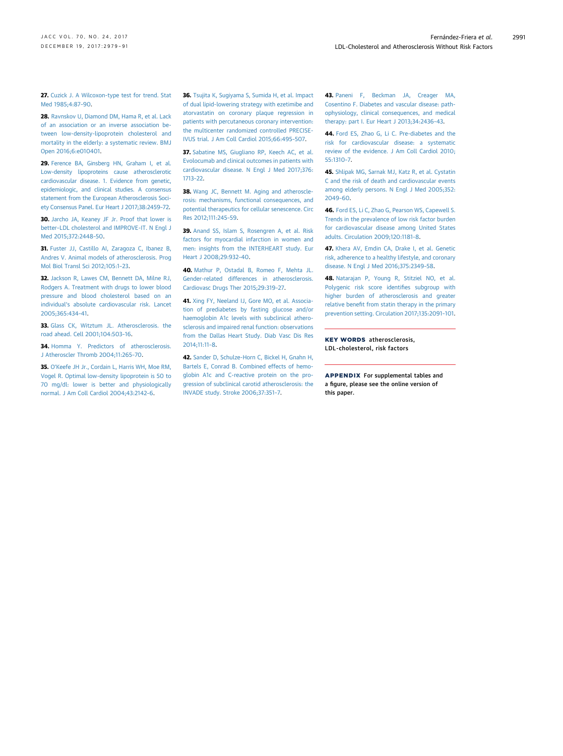27. Cuzick J. A Wilcoxon-type test for trend. Stat Med 1985;4:87–90.

28. Ravnskov U, Diamond DM, Hama R, et al. Lack of an association or an inverse association between low-density-lipoprotein cholesterol and mortality in the elderly: a systematic review. BMJ Open 2016;6:e010401.

29. Ference BA, Ginsberg HN, Graham I, et al. Low-density lipoproteins cause atherosclerotic cardiovascular disease. 1. Evidence from genetic, epidemiologic, and clinical studies. A consensus statement from the European Atherosclerosis Society Consensus Panel. Eur Heart J 2017;38:2459–72.

30. Jarcho JA, Keaney JF Jr. Proof that lower is better–LDL cholesterol and IMPROVE-IT. N Engl J Med 2015;372:2448–50.

31. Fuster JJ, Castillo AI, Zaragoza C, Ibanez B, Andres V. Animal models of atherosclerosis. Prog Mol Biol Transl Sci 2012;105:1–23.

32. Jackson R, Lawes CM, Bennett DA, Milne RJ, Rodgers A. Treatment with drugs to lower blood pressure and blood cholesterol based on an individual's absolute cardiovascular risk. Lancet 2005;365:434–41.

33. Glass CK, Witztum JL. Atherosclerosis. the road ahead. Cell 2001;104:503–16.

34. Homma Y. Predictors of atherosclerosis. J Atheroscler Thromb 2004;11:265–70.

35. O'Keefe JH Jr., Cordain L, Harris WH, Moe RM, Vogel R. Optimal low-density lipoprotein is 50 to 70 mg/dl: lower is better and physiologically normal. J Am Coll Cardiol 2004;43:2142–6.

36. Tsujita K, Sugiyama S, Sumida H, et al. Impact of dual lipid-lowering strategy with ezetimibe and atorvastatin on coronary plaque regression in patients with percutaneous coronary intervention: the multicenter randomized controlled PRECISE-IVUS trial. J Am Coll Cardiol 2015;66:495–507.

37. Sabatine MS, Giugliano RP, Keech AC, et al. Evolocumab and clinical outcomes in patients with cardiovascular disease. N Engl J Med 2017;376:1713–22.

38. Wang JC, Bennett M. Aging and atherosclerosis: mechanisms, functional consequences, and potential therapeutics for cellular senescence. Circ Res 2012;111:245–59.

39. Anand SS, Islam S, Rosengren A, et al. Risk factors for myocardial infarction in women and men: insights from the INTERHEART study. Eur Heart J 2008;29:932–40.

40. Mathur P, Ostadal B, Romeo F, Mehta JL. Gender-related differences in atherosclerosis. Cardiovasc Drugs Ther 2015;29:319–27.

41. Xing FY, Neeland IJ, Gore MO, et al. Association of prediabetes by fasting glucose and/or haemoglobin A1c levels with subclinical atherosclerosis and impaired renal function: observations from the Dallas Heart Study. Diab Vasc Dis Res 2014;11:11–8.

42. Sander D, Schulze-Horn C, Bickel H, Gnahn H, Bartels E, Conrad B. Combined effects of hemoglobin A1c and C-reactive protein on the progression of subclinical carotid atherosclerosis: the INVADE study. Stroke 2006;37:351–7.

43. Paneni F, Beckman JA, Creager MA, Cosentino F. Diabetes and vascular disease: pathophysiology, clinical consequences, and medical therapy: part I. Eur Heart J 2013;34:2436–43.

44. Ford ES, Zhao G, Li C. Pre-diabetes and the risk for cardiovascular disease: a systematic review of the evidence. J Am Coll Cardiol 2010;55:1310–7.

45. Shlipak MG, Sarnak MJ, Katz R, et al. Cystatin C and the risk of death and cardiovascular events among elderly persons. N Engl J Med 2005;352:2049–60.

46. Ford ES, Li C, Zhao G, Pearson WS, Capewell S. Trends in the prevalence of low risk factor burden for cardiovascular disease among United States adults. Circulation 2009;120:1181–8.

47. Khera AV, Emdin CA, Drake I, et al. Genetic risk, adherence to a healthy lifestyle, and coronary disease. N Engl J Med 2016;375:2349–58.

48. Natarajan P, Young R, Stitziel NO, et al. Polygenic risk score identifies subgroup with higher burden of atherosclerosis and greater relative benefit from statin therapy in the primary prevention setting. Circulation 2017;135:2091–101.

**KEY WORDS** atherosclerosis, LDL-cholesterol, risk factors

**APPENDIX** For supplemental tables and a figure, please see the online version of this paper.